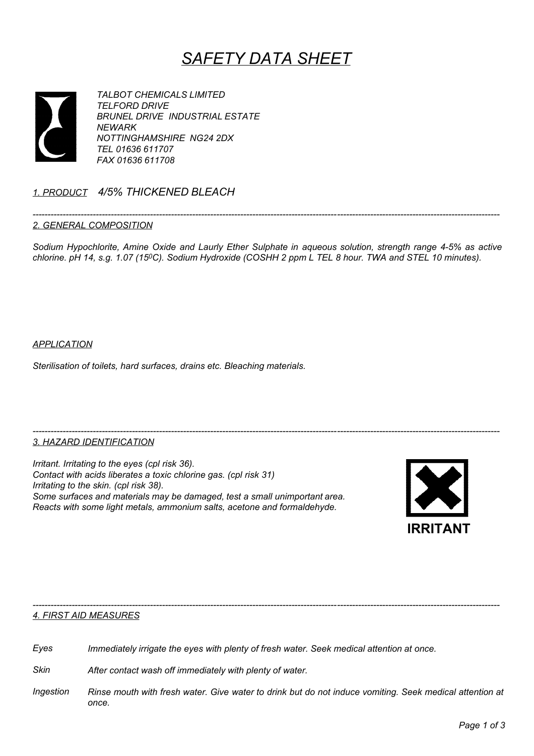# *SAFETY DATA SHEET*

*TALBOT CHEMICALS LIMITED*
*TELFORD DRIVE*
*BRUNEL DRIVE INDUSTRIAL ESTATE*
*NEWARK*
*NOTTINGHAMSHIRE NG24 2DX*
*TEL 01636 611707*
*FAX 01636 611708*

## *1. PRODUCT* *4/5% THICKENED BLEACH*

---

## *2. GENERAL COMPOSITION*

*Sodium Hypochlorite, Amine Oxide and Laurly Ether Sulphate in aqueous solution, strength range 4-5% as active chlorine. pH 14, s.g. 1.07 (15$^{0}$C). Sodium Hydroxide (COSHH 2 ppm L TEL 8 hour. TWA and STEL 10 minutes).*

### *APPLICATION*

*Sterilisation of toilets, hard surfaces, drains etc. Bleaching materials.*

---

## *3. HAZARD IDENTIFICATION*

*Irritant. Irritating to the eyes (cpl risk 36).*
*Contact with acids liberates a toxic chlorine gas. (cpl risk 31)*
*Irritating to the skin. (cpl risk 38).*
*Some surfaces and materials may be damaged, test a small unimportant area.*
*Reacts with some light metals, ammonium salts, acetone and formaldehyde.*

**IRRITANT**

---

## *4. FIRST AID MEASURES*

*Eyes* — *Immediately irrigate the eyes with plenty of fresh water. Seek medical attention at once.*

*Skin* — *After contact wash off immediately with plenty of water.*

*Ingestion* — *Rinse mouth with fresh water. Give water to drink but do not induce vomiting. Seek medical attention at once.*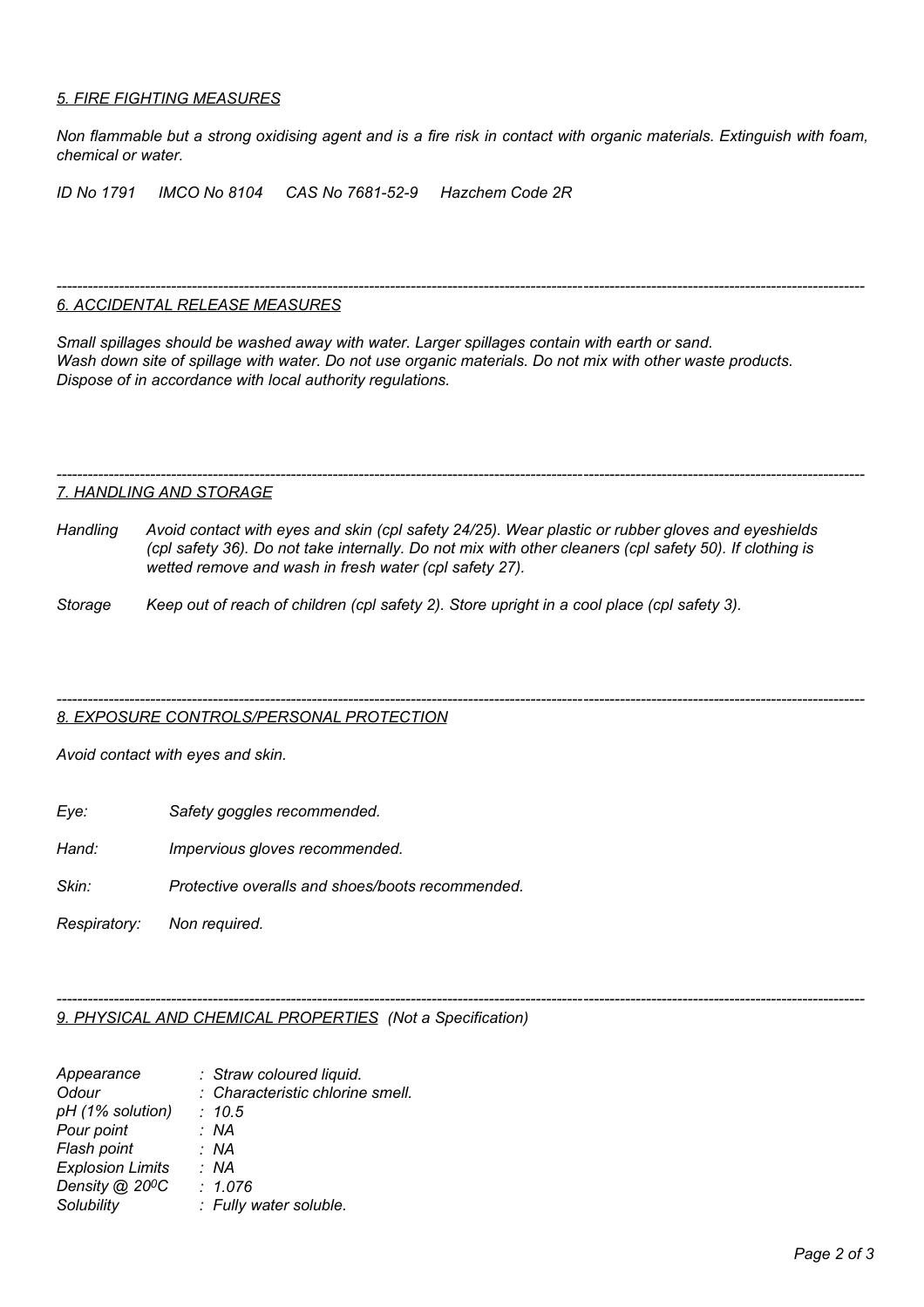## *5. FIRE FIGHTING MEASURES*

*Non flammable but a strong oxidising agent and is a fire risk in contact with organic materials. Extinguish with foam, chemical or water.*

*ID No 1791 IMCO No 8104 CAS No 7681-52-9 Hazchem Code 2R*

---

## *6. ACCIDENTAL RELEASE MEASURES*

*Small spillages should be washed away with water. Larger spillages contain with earth or sand. Wash down site of spillage with water. Do not use organic materials. Do not mix with other waste products. Dispose of in accordance with local authority regulations.*

---

## *7. HANDLING AND STORAGE*

*Handling* *Avoid contact with eyes and skin (cpl safety 24/25). Wear plastic or rubber gloves and eyeshields (cpl safety 36). Do not take internally. Do not mix with other cleaners (cpl safety 50). If clothing is wetted remove and wash in fresh water (cpl safety 27).*

*Storage* *Keep out of reach of children (cpl safety 2). Store upright in a cool place (cpl safety 3).*

---

## *8. EXPOSURE CONTROLS/PERSONAL PROTECTION*

*Avoid contact with eyes and skin.*

*Eye:* *Safety goggles recommended.*

*Hand:* *Impervious gloves recommended.*

*Skin:* *Protective overalls and shoes/boots recommended.*

*Respiratory:* *Non required.*

---

## *9. PHYSICAL AND CHEMICAL PROPERTIES (Not a Specification)*

| | |
|---|---|
| *Appearance* | *: Straw coloured liquid.* |
| *Odour* | *: Characteristic chlorine smell.* |
| *pH (1% solution)* | *: 10.5* |
| *Pour point* | *: NA* |
| *Flash point* | *: NA* |
| *Explosion Limits* | *: NA* |
| *Density @ $20^0$C* | *: 1.076* |
| *Solubility* | *: Fully water soluble.* |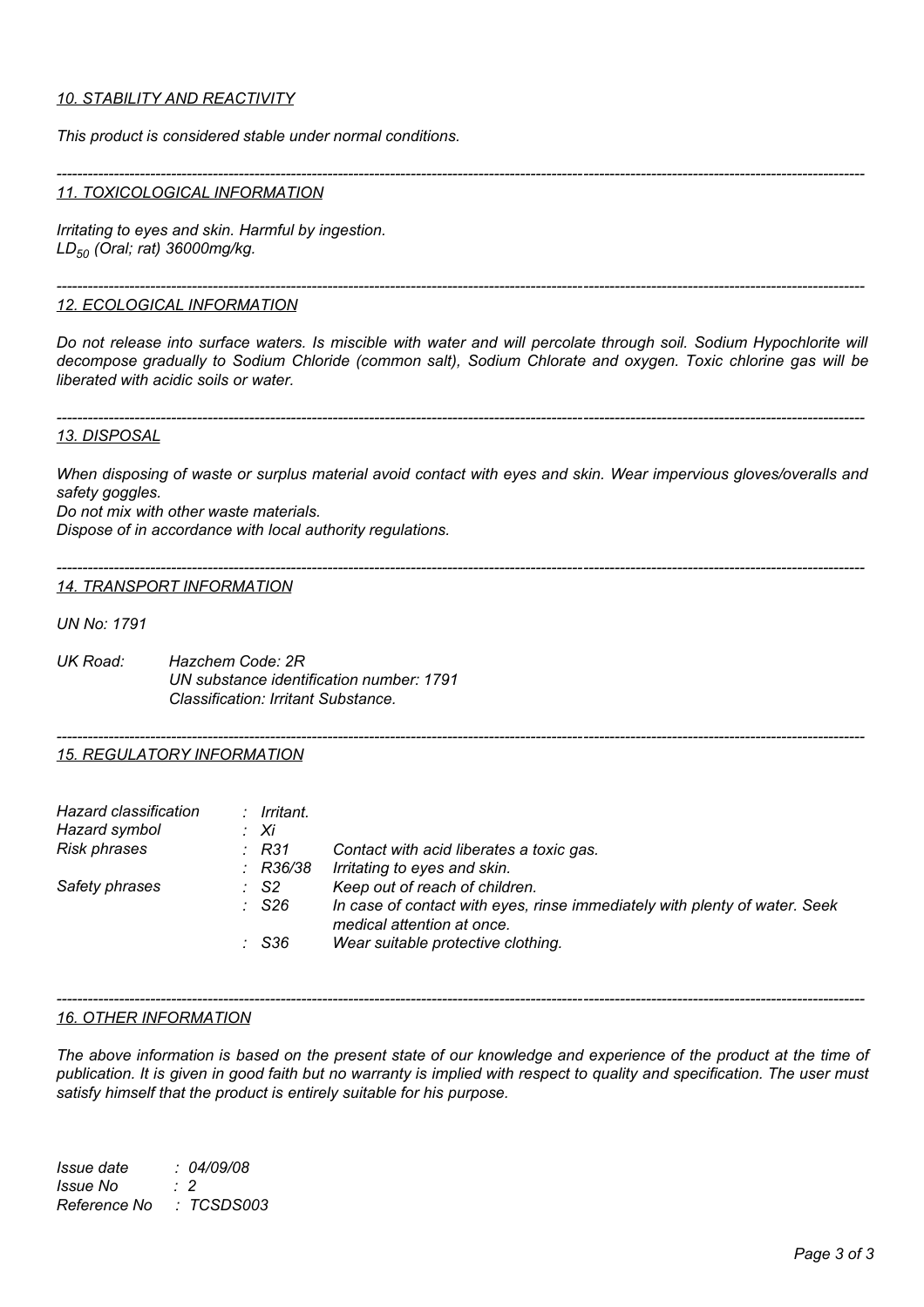## *10. STABILITY AND REACTIVITY*

*This product is considered stable under normal conditions.*

---

## *11. TOXICOLOGICAL INFORMATION*

*Irritating to eyes and skin. Harmful by ingestion.*
*$LD_{50}$ (Oral; rat) 36000mg/kg.*

---

## *12. ECOLOGICAL INFORMATION*

*Do not release into surface waters. Is miscible with water and will percolate through soil. Sodium Hypochlorite will decompose gradually to Sodium Chloride (common salt), Sodium Chlorate and oxygen. Toxic chlorine gas will be liberated with acidic soils or water.*

---

## *13. DISPOSAL*

*When disposing of waste or surplus material avoid contact with eyes and skin. Wear impervious gloves/overalls and safety goggles.*
*Do not mix with other waste materials.*
*Dispose of in accordance with local authority regulations.*

---

## *14. TRANSPORT INFORMATION*

*UN No: 1791*

| | |
|---|---|
| *UK Road:* | *Hazchem Code: 2R* |
| | *UN substance identification number: 1791* |
| | *Classification: Irritant Substance.* |

---

## *15. REGULATORY INFORMATION*

| | | |
|---|---|---|
| *Hazard classification* | *: Irritant.* | |
| *Hazard symbol* | *: Xi* | |
| *Risk phrases* | *: R31* | *Contact with acid liberates a toxic gas.* |
| | *: R36/38* | *Irritating to eyes and skin.* |
| *Safety phrases* | *: S2* | *Keep out of reach of children.* |
| | *: S26* | *In case of contact with eyes, rinse immediately with plenty of water. Seek medical attention at once.* |
| | *: S36* | *Wear suitable protective clothing.* |

---

## *16. OTHER INFORMATION*

*The above information is based on the present state of our knowledge and experience of the product at the time of publication. It is given in good faith but no warranty is implied with respect to quality and specification. The user must satisfy himself that the product is entirely suitable for his purpose.*

| | |
|---|---|
| *Issue date* | *: 04/09/08* |
| *Issue No* | *: 2* |
| *Reference No* | *: TCSDS003* |